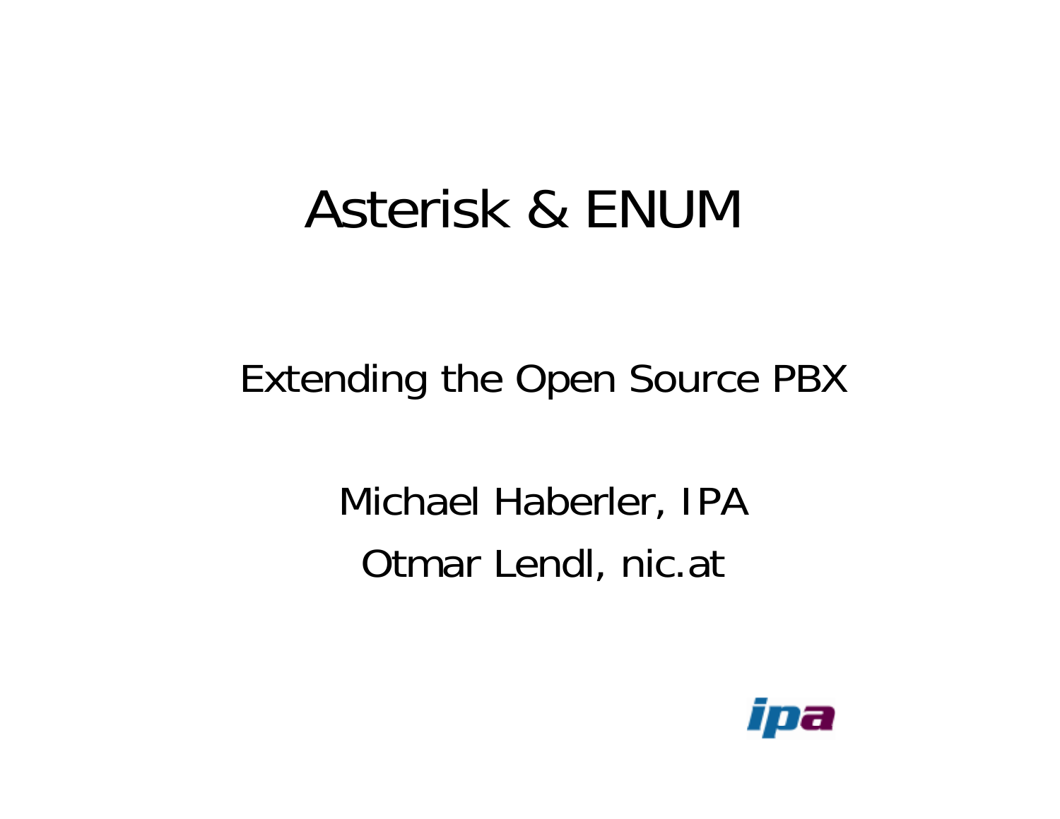# Asterisk & ENUM

Extending the Open Source PBX

Michael Haberler, IPA

Otmar Lendl, nic.at

ipa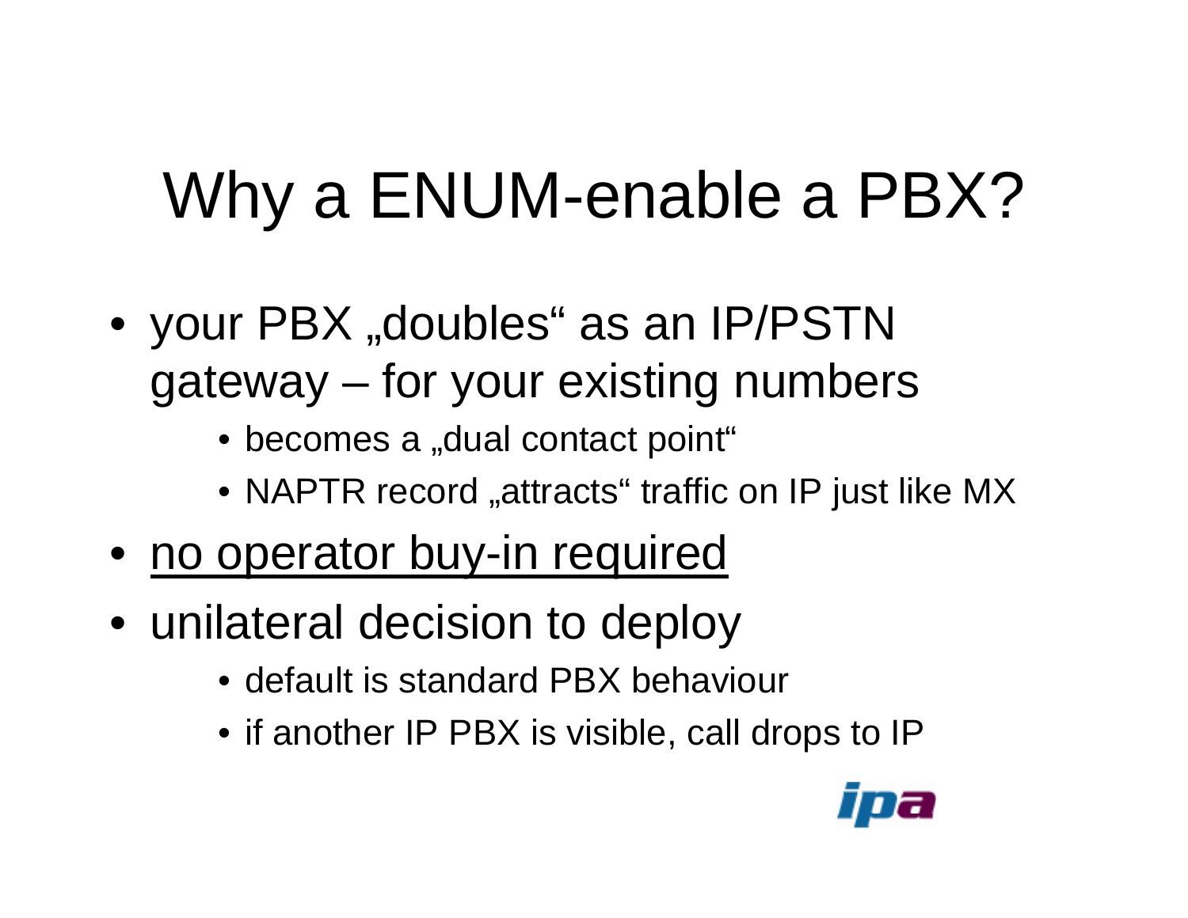# Why a ENUM-enable a PBX?

- your PBX „doubles“ as an IP/PSTN gateway – for your existing numbers
  - becomes a „dual contact point“
  - NAPTR record „attracts“ traffic on IP just like MX
- <u>no operator buy-in required</u>
- unilateral decision to deploy
  - default is standard PBX behaviour
  - if another IP PBX is visible, call drops to IP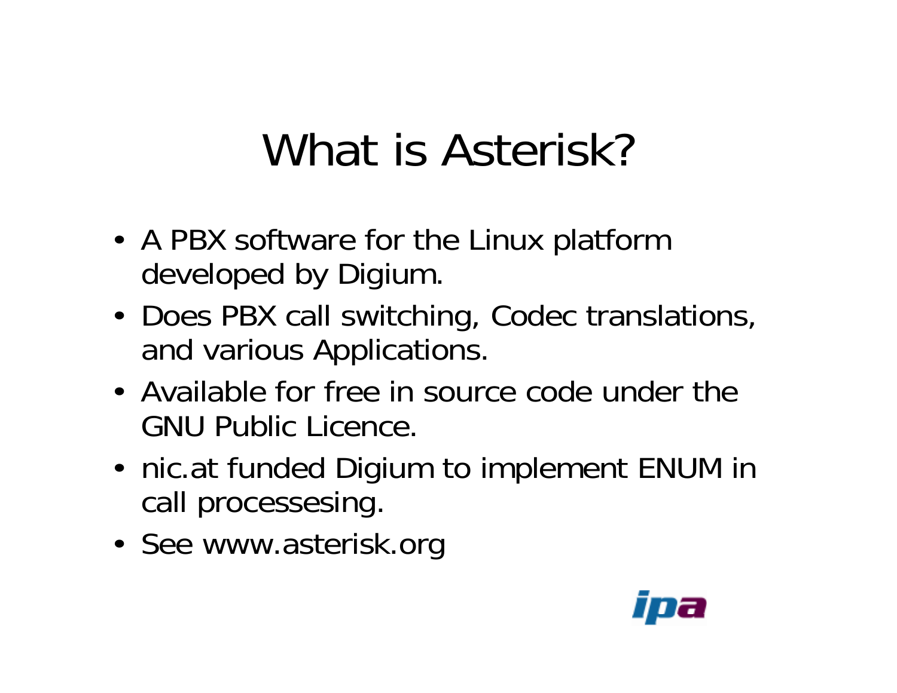# What is Asterisk?

- A PBX software for the Linux platform developed by Digium.
- Does PBX call switching, Codec translations, and various Applications.
- Available for free in source code under the GNU Public Licence.
- nic.at funded Digium to implement ENUM in call processesing.
- See www.asterisk.org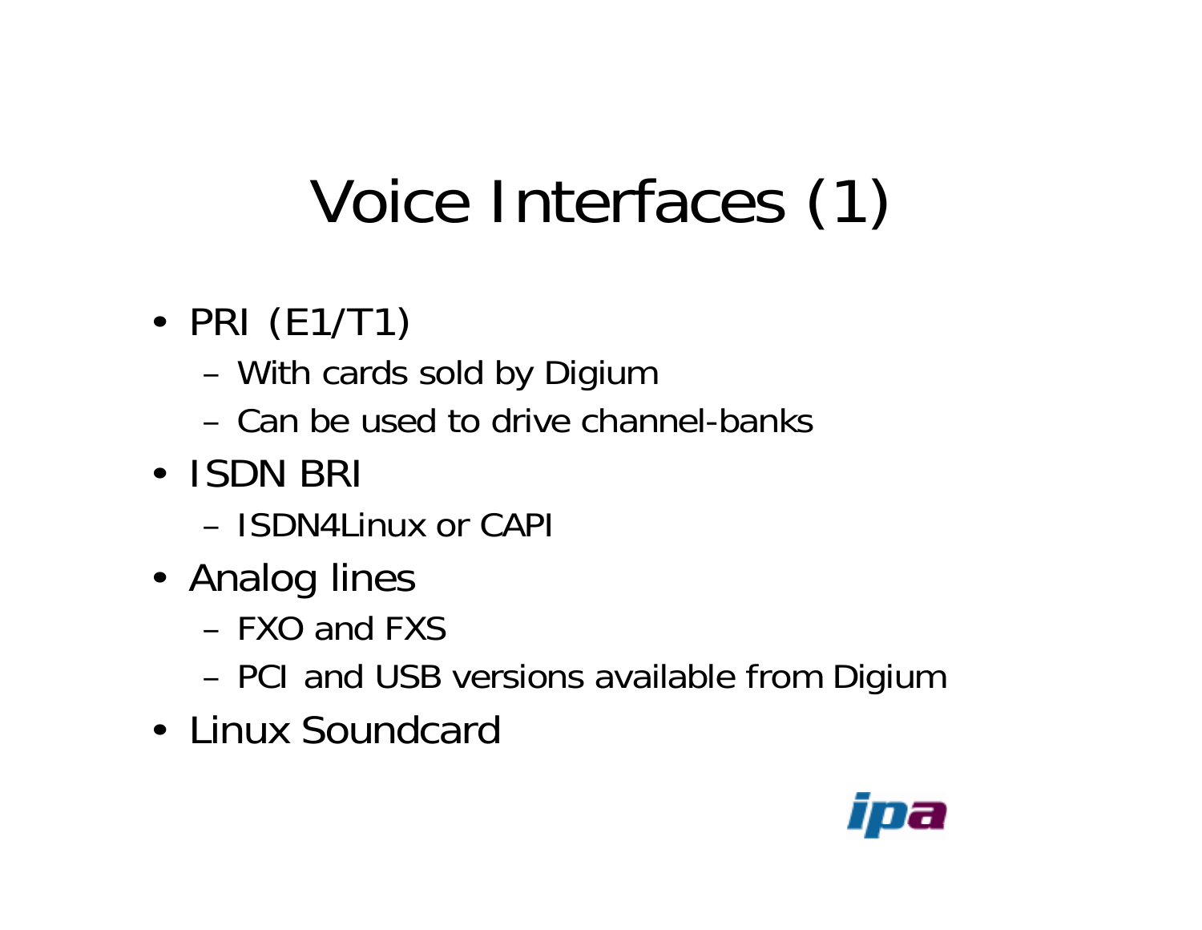# Voice Interfaces (1)

- PRI (E1/T1)
  - With cards sold by Digium
  - Can be used to drive channel-banks
- ISDN BRI
  - ISDN4Linux or CAPI
- Analog lines
  - FXO and FXS
  - PCI and USB versions available from Digium
- Linux Soundcard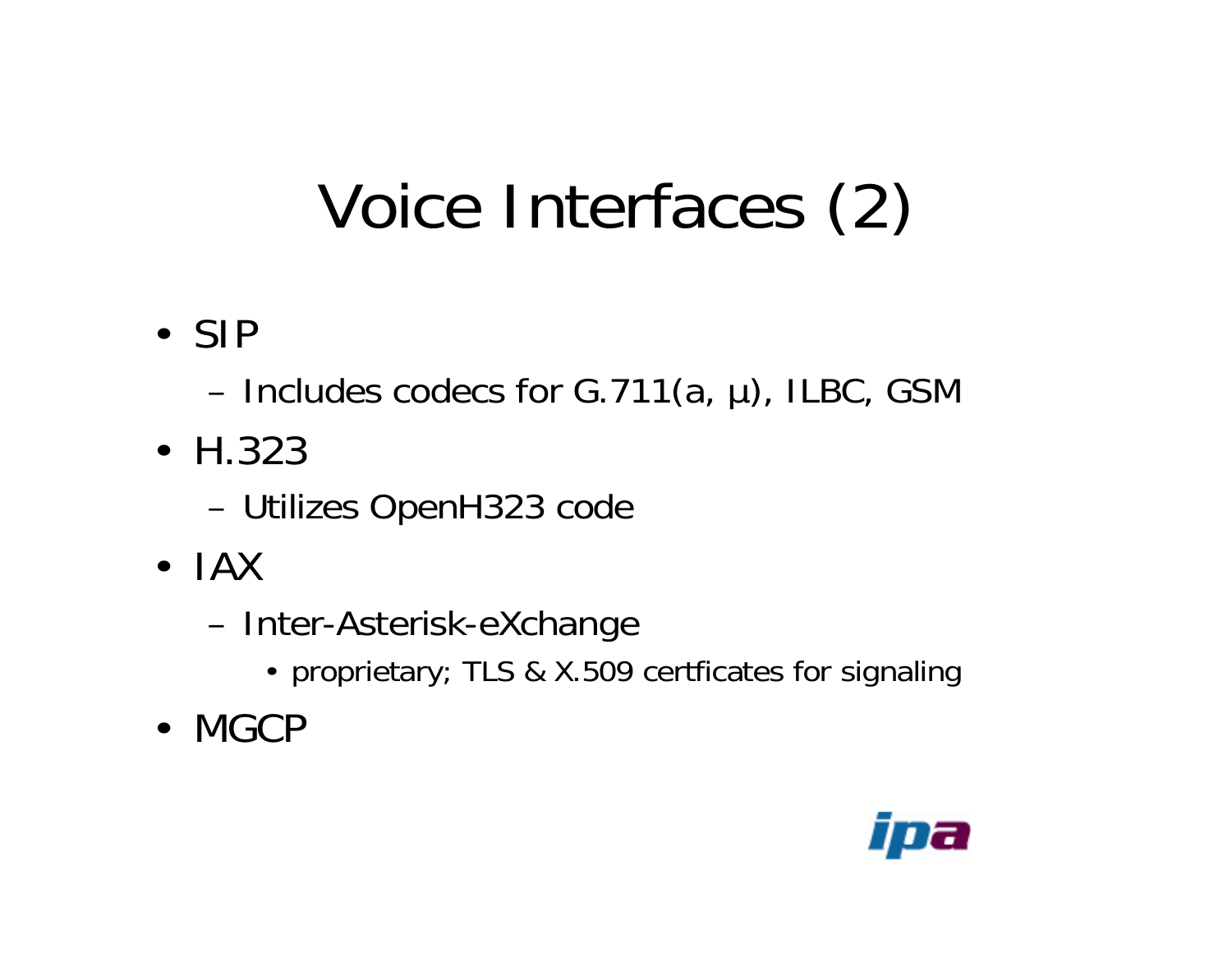# Voice Interfaces (2)

- SIP
  - Includes codecs for G.711(a, µ), ILBC, GSM
- H.323
  - Utilizes OpenH323 code
- IAX
  - Inter-Asterisk-eXchange
    - proprietary; TLS & X.509 certficates for signaling
- MGCP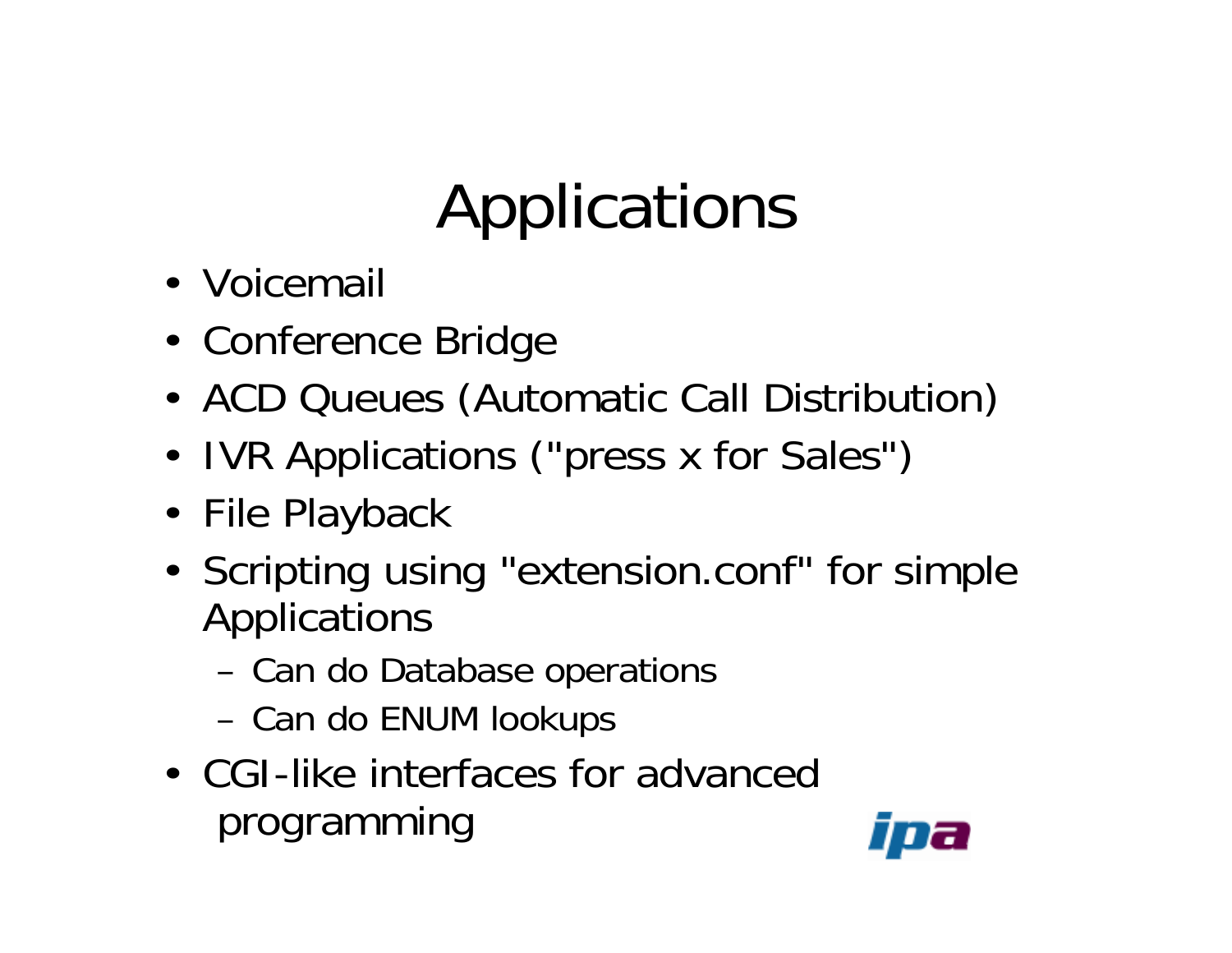# Applications

- Voicemail
- Conference Bridge
- ACD Queues (Automatic Call Distribution)
- IVR Applications ("press x for Sales")
- File Playback
- Scripting using "extension.conf" for simple Applications
  - Can do Database operations
  - Can do ENUM lookups
- CGI-like interfaces for advanced programming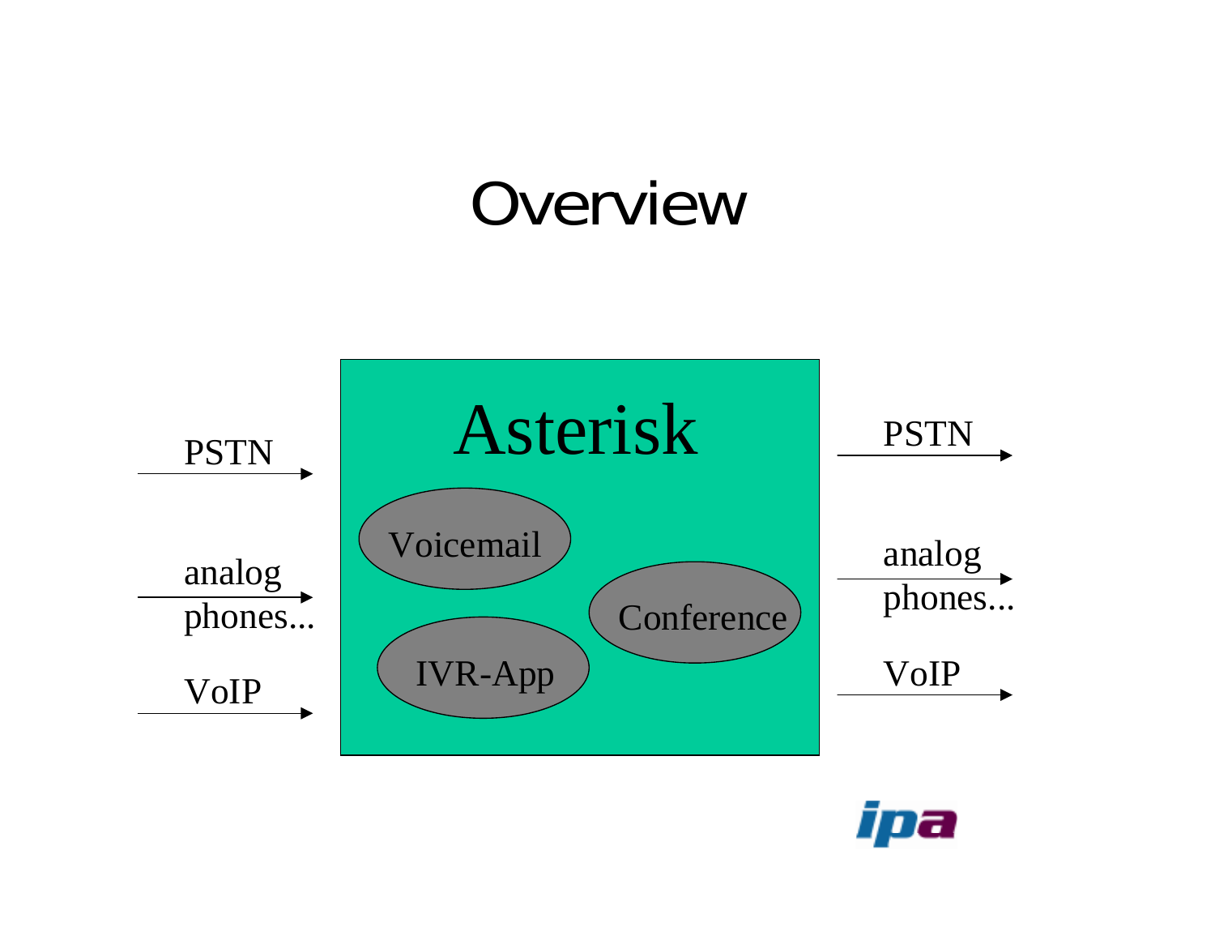# Overview

PSTN

analog phones...

VoIP

Asterisk

Voicemail

Conference

IVR-App

PSTN

analog phones...

VoIP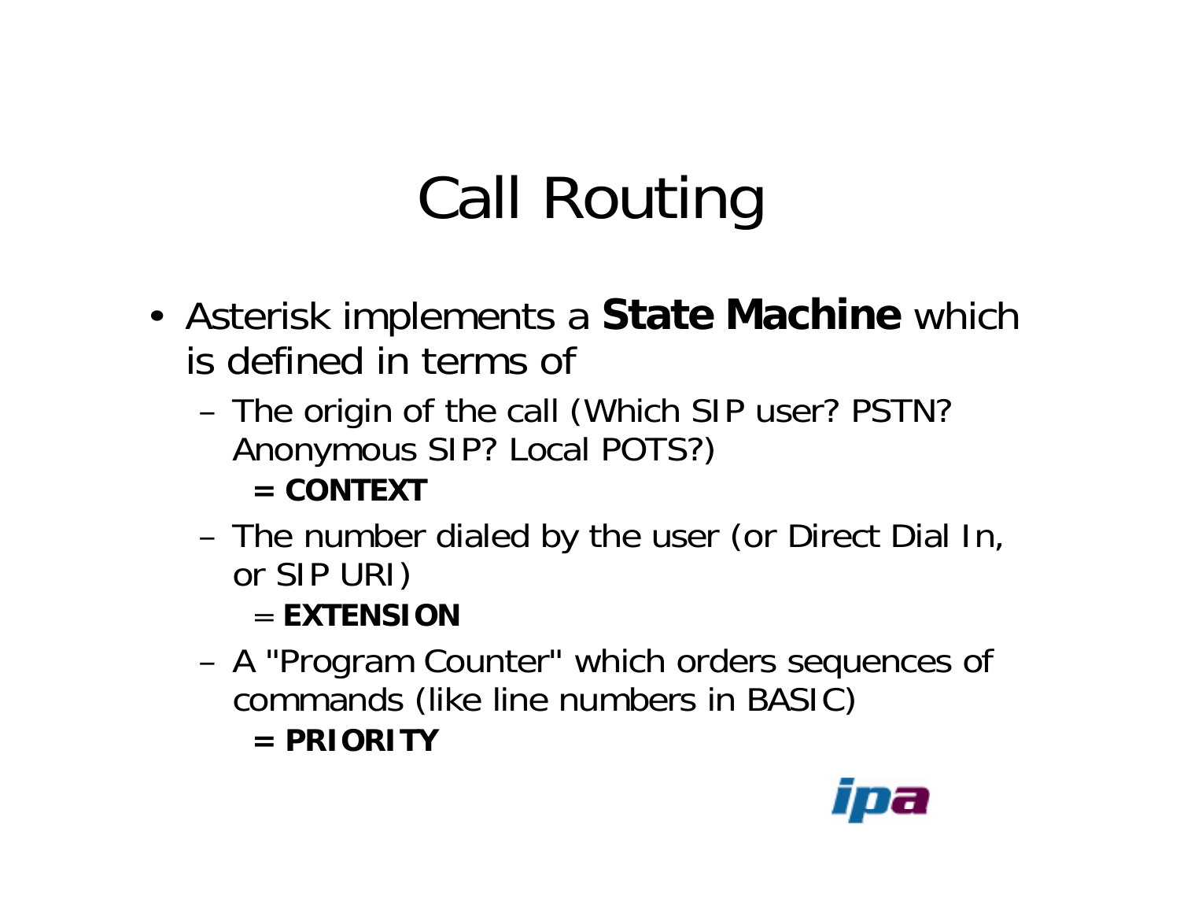# Call Routing

- Asterisk implements a **State Machine** which is defined in terms of
  - The origin of the call (Which SIP user? PSTN? Anonymous SIP? Local POTS?)
    
    **= CONTEXT**
  - The number dialed by the user (or Direct Dial In, or SIP URI)
    
    = **EXTENSION**
  - A "Program Counter" which orders sequences of commands (like line numbers in BASIC)
    
    **= PRIORITY**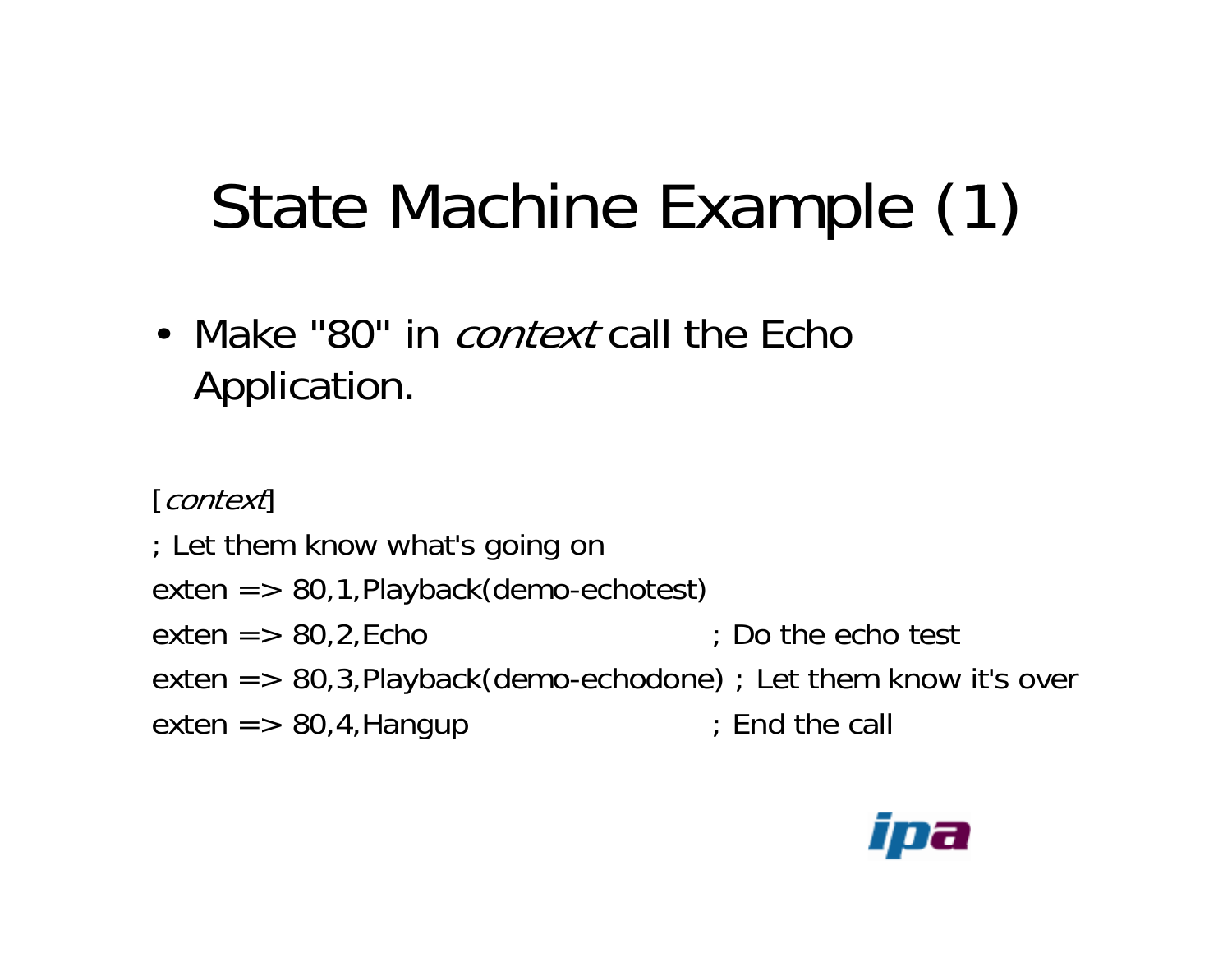# State Machine Example (1)

- Make "80" in *context* call the Echo Application.

```
[context]
; Let them know what's going on
exten => 80,1,Playback(demo-echotest)
exten => 80,2,Echo                     ; Do the echo test
exten => 80,3,Playback(demo-echodone) ; Let them know it's over
exten => 80,4,Hangup                   ; End the call
```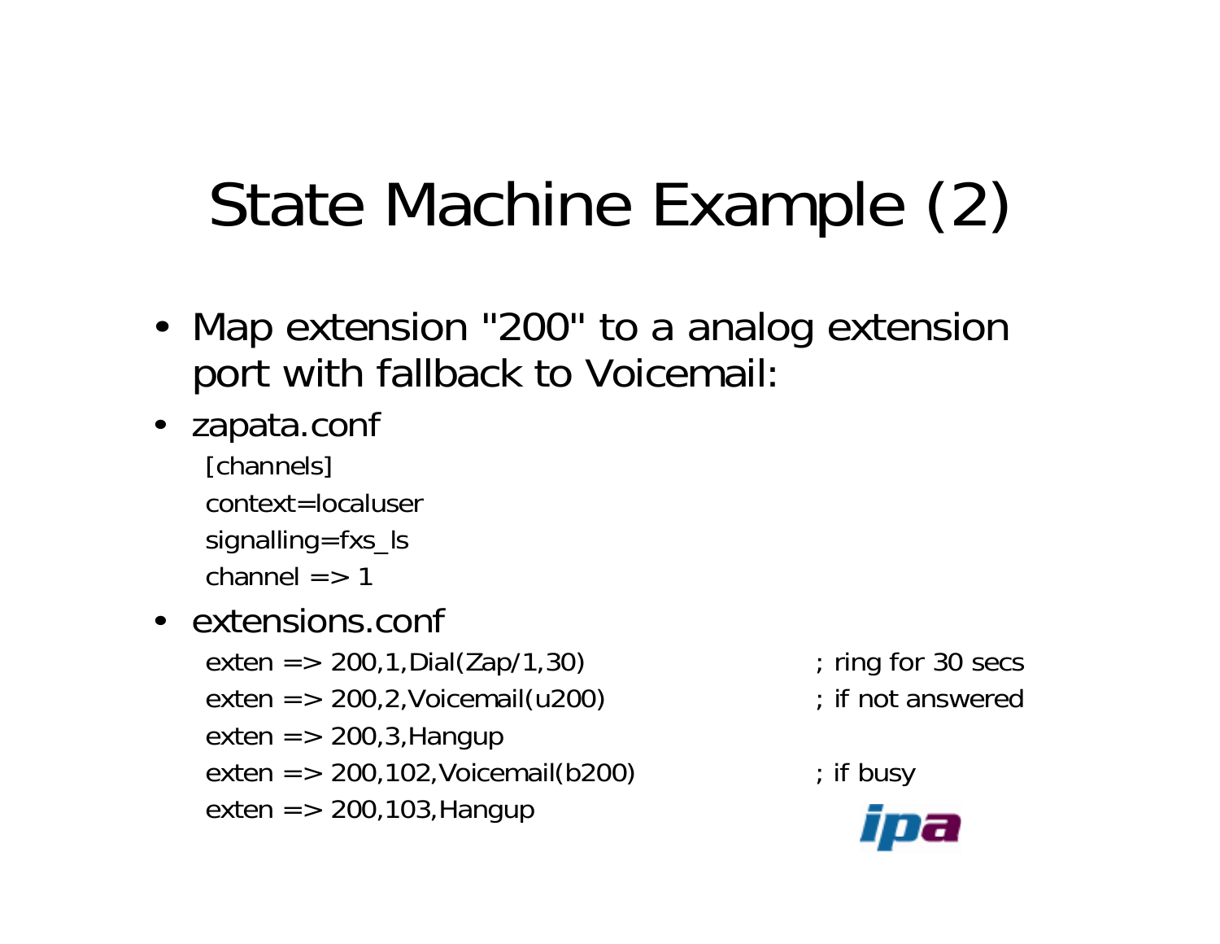# State Machine Example (2)

- Map extension "200" to a analog extension port with fallback to Voicemail:
- zapata.conf

```
[channels]
context=localuser
signalling=fxs_ls
channel => 1
```

- extensions.conf

```
exten => 200,1,Dial(Zap/1,30)          ; ring for 30 secs
exten => 200,2,Voicemail(u200)         ; if not answered
exten => 200,3,Hangup
exten => 200,102,Voicemail(b200)       ; if busy
exten => 200,103,Hangup
```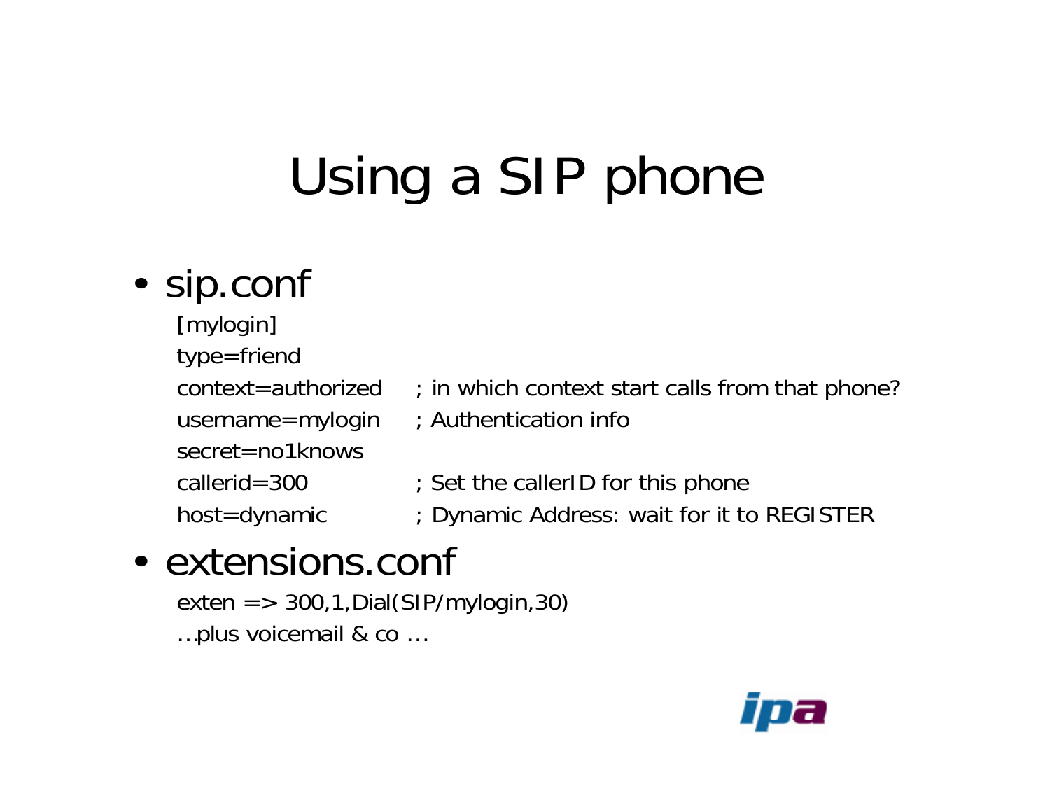# Using a SIP phone

- sip.conf

```
[mylogin]
type=friend
context=authorized      ; in which context start calls from that phone?
username=mylogin        ; Authentication info
secret=no1knows
callerid=300            ; Set the callerID for this phone
host=dynamic            ; Dynamic Address: wait for it to REGISTER
```

- extensions.conf

```
exten => 300,1,Dial(SIP/mylogin,30)
…plus voicemail & co …
```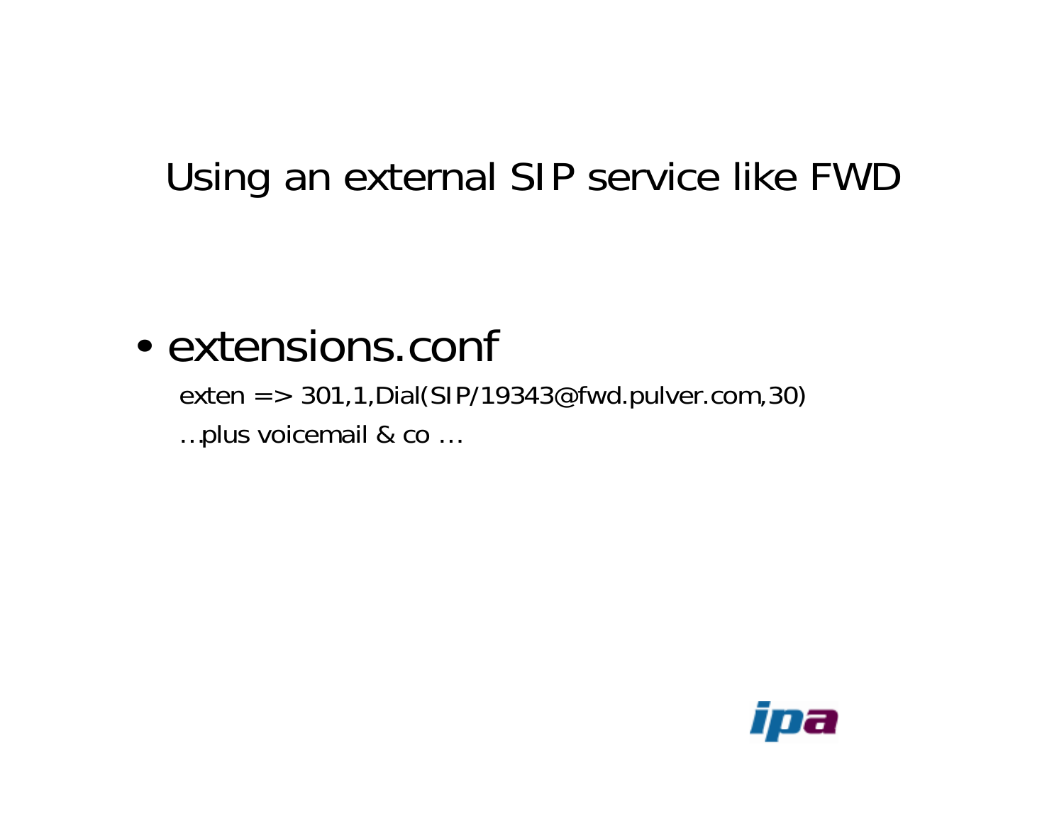# Using an external SIP service like FWD

- extensions.conf

```
exten => 301,1,Dial(SIP/19343@fwd.pulver.com,30)
…plus voicemail & co …
```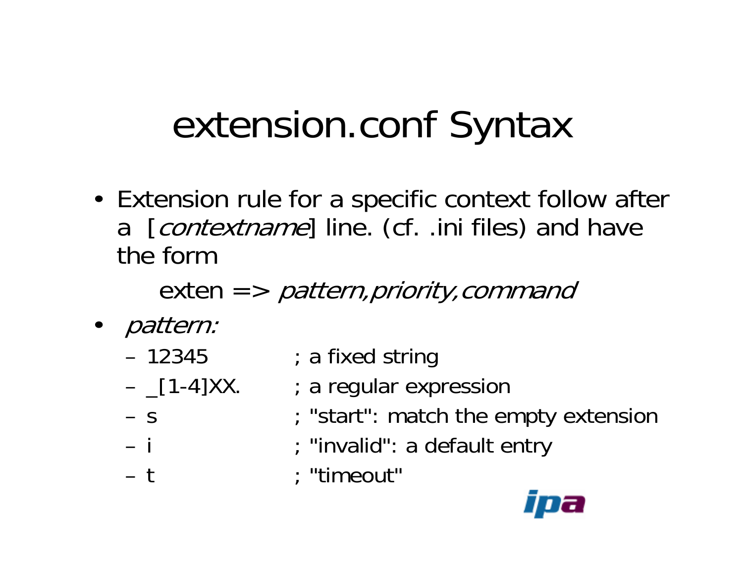# extension.conf Syntax

- Extension rule for a specific context follow after a [*contextname*] line. (cf. .ini files) and have the form

  exten => *pattern,priority,command*

- *pattern:*
  - 12345 ; a fixed string
  - _[1-4]XX. ; a regular expression
  - s ; "start": match the empty extension
  - i ; "invalid": a default entry
  - t ; "timeout"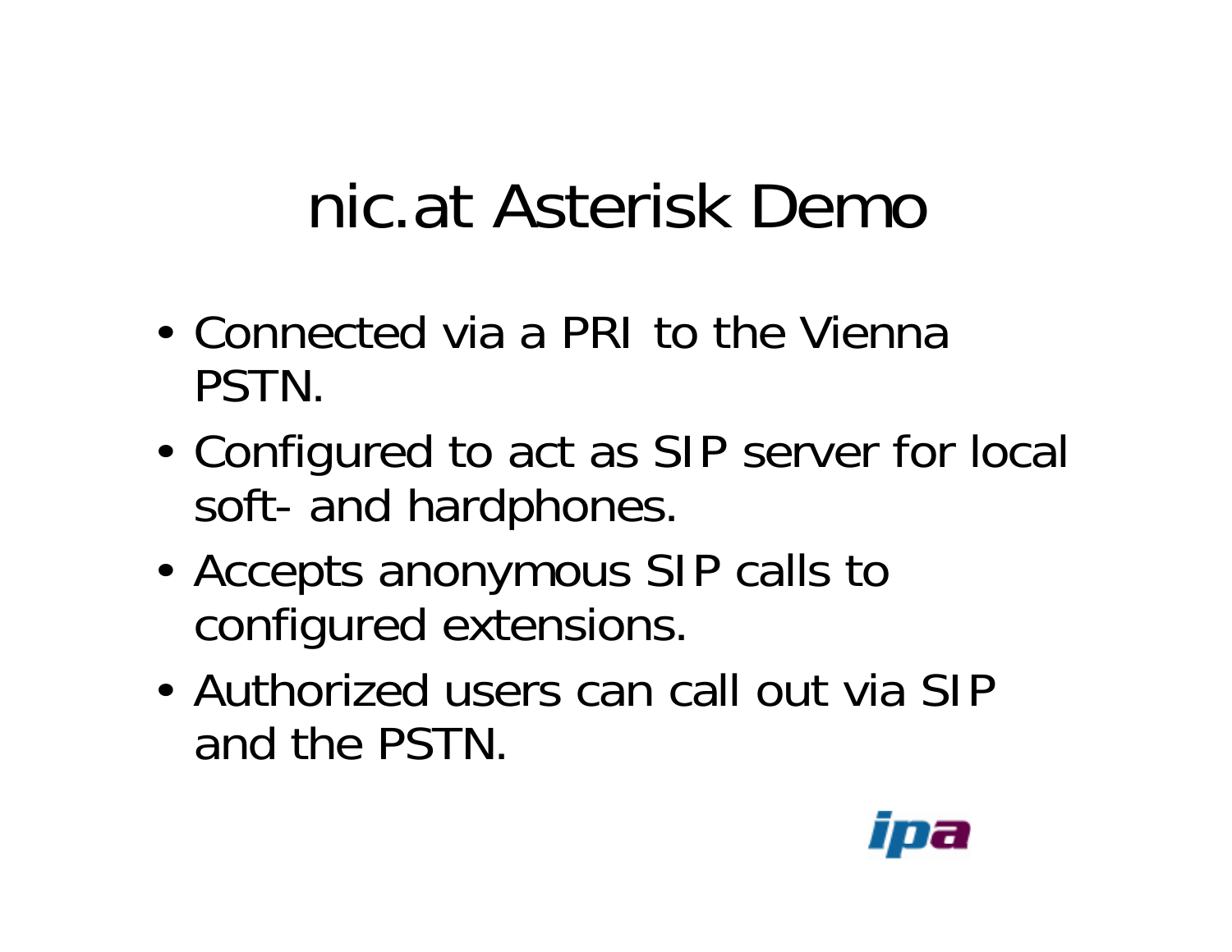# nic.at Asterisk Demo

- Connected via a PRI to the Vienna PSTN.
- Configured to act as SIP server for local soft- and hardphones.
- Accepts anonymous SIP calls to configured extensions.
- Authorized users can call out via SIP and the PSTN.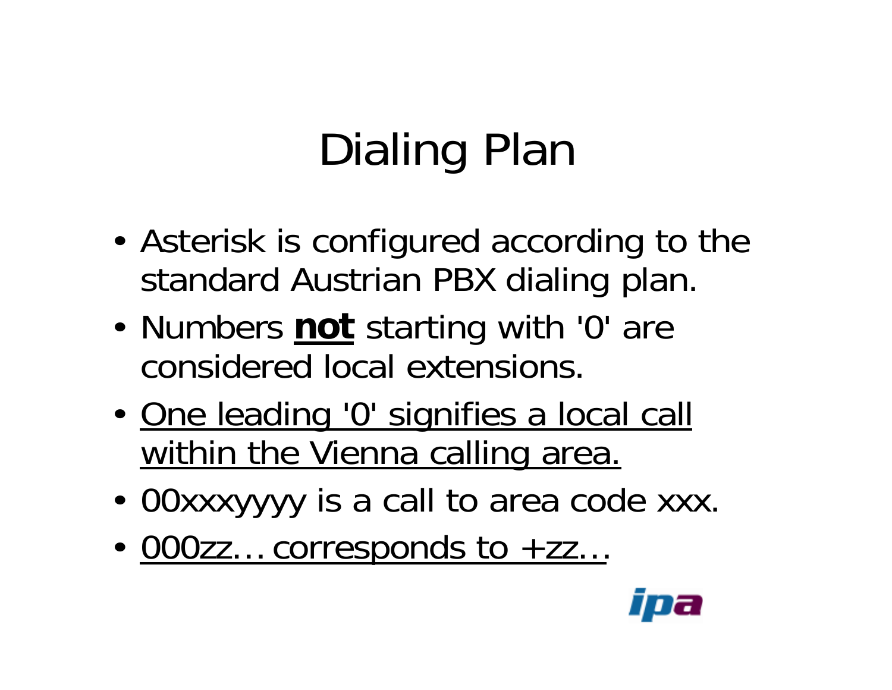# Dialing Plan

- Asterisk is configured according to the standard Austrian PBX dialing plan.
- Numbers **<u>not</u>** starting with '0' are considered local extensions.
- <u>One leading '0' signifies a local call within the Vienna calling area.</u>
- 00xxxyyyy is a call to area code xxx.
- <u>000zz… corresponds to +zz…</u>.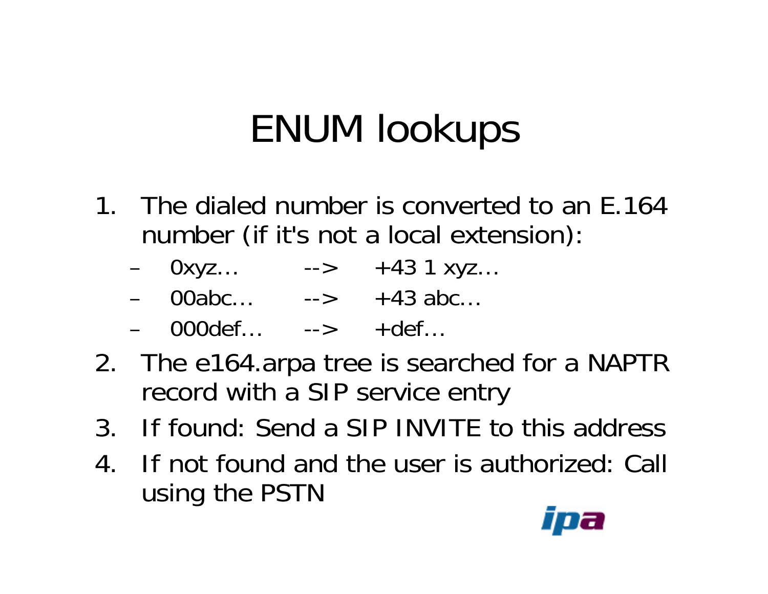# ENUM lookups

1. The dialed number is converted to an E.164 number (if it's not a local extension):
   - 0xyz… --> +43 1 xyz…
   - 00abc… --> +43 abc…
   - 000def… --> +def…
2. The e164.arpa tree is searched for a NAPTR record with a SIP service entry
3. If found: Send a SIP INVITE to this address
4. If not found and the user is authorized: Call using the PSTN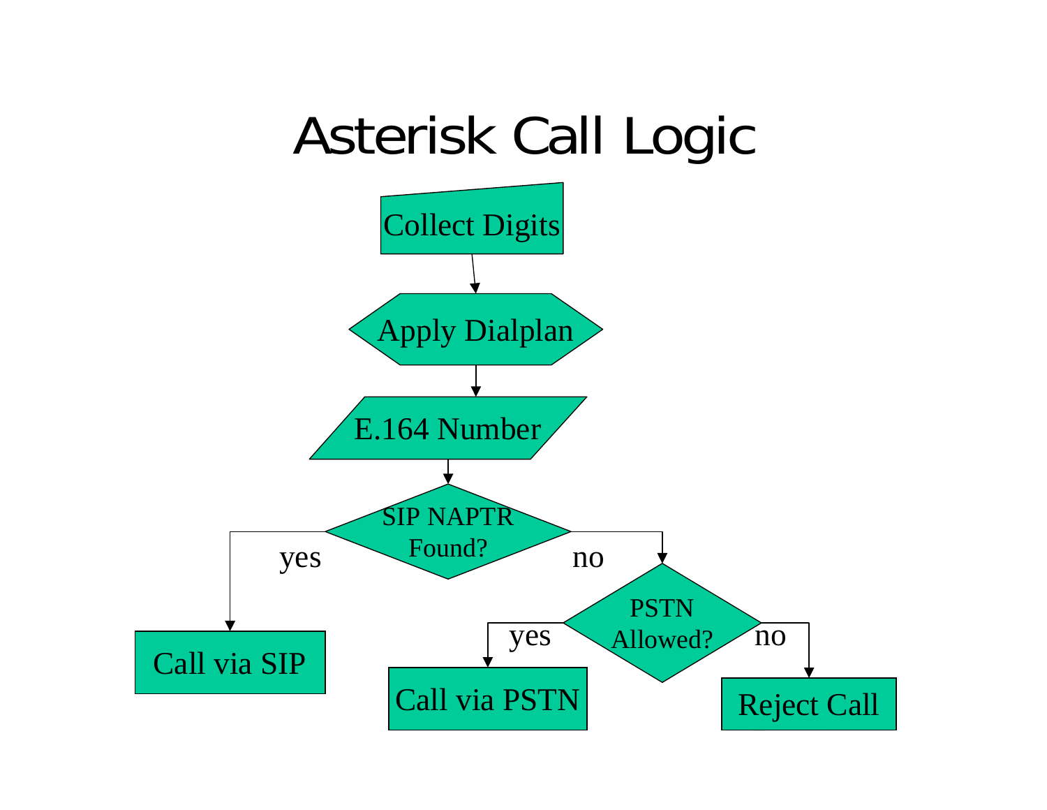# Asterisk Call Logic

- Collect Digits
- Apply Dialplan
- E.164 Number
- SIP NAPTR Found?
  - yes → Call via SIP
  - no → PSTN Allowed?
    - yes → Call via PSTN
    - no → Reject Call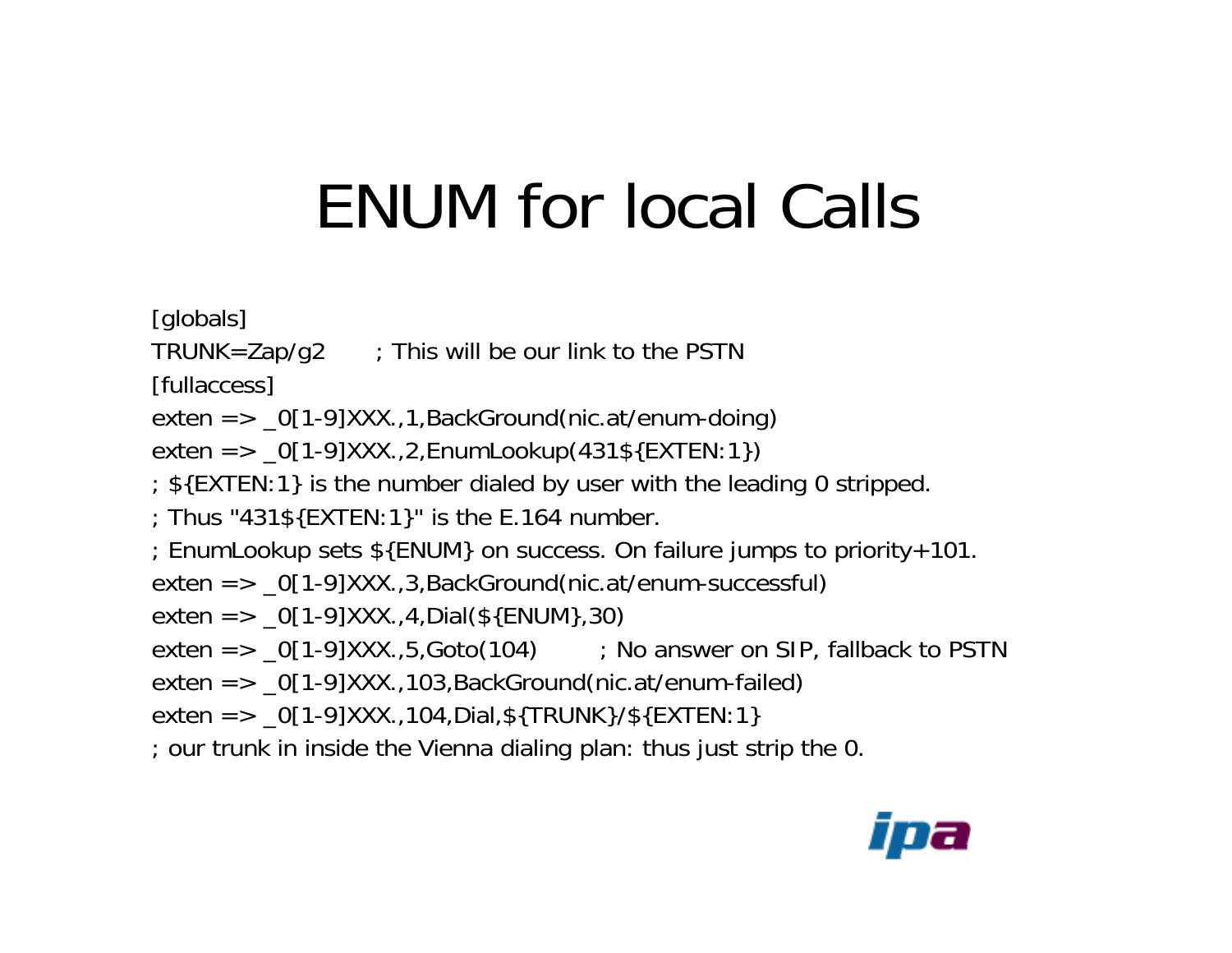# ENUM for local Calls

```
[globals]
TRUNK=Zap/g2       ; This will be our link to the PSTN
[fullaccess]
exten => _0[1-9]XXX.,1,BackGround(nic.at/enum-doing)
exten => _0[1-9]XXX.,2,EnumLookup(431${EXTEN:1})
; ${EXTEN:1} is the number dialed by user with the leading 0 stripped.
; Thus "431${EXTEN:1}" is the E.164 number.
; EnumLookup sets ${ENUM} on success. On failure jumps to priority+101.
exten => _0[1-9]XXX.,3,BackGround(nic.at/enum-successful)
exten => _0[1-9]XXX.,4,Dial(${ENUM},30)
exten => _0[1-9]XXX.,5,Goto(104)        ; No answer on SIP, fallback to PSTN
exten => _0[1-9]XXX.,103,BackGround(nic.at/enum-failed)
exten => _0[1-9]XXX.,104,Dial,${TRUNK}/${EXTEN:1}
; our trunk in inside the Vienna dialing plan: thus just strip the 0.
```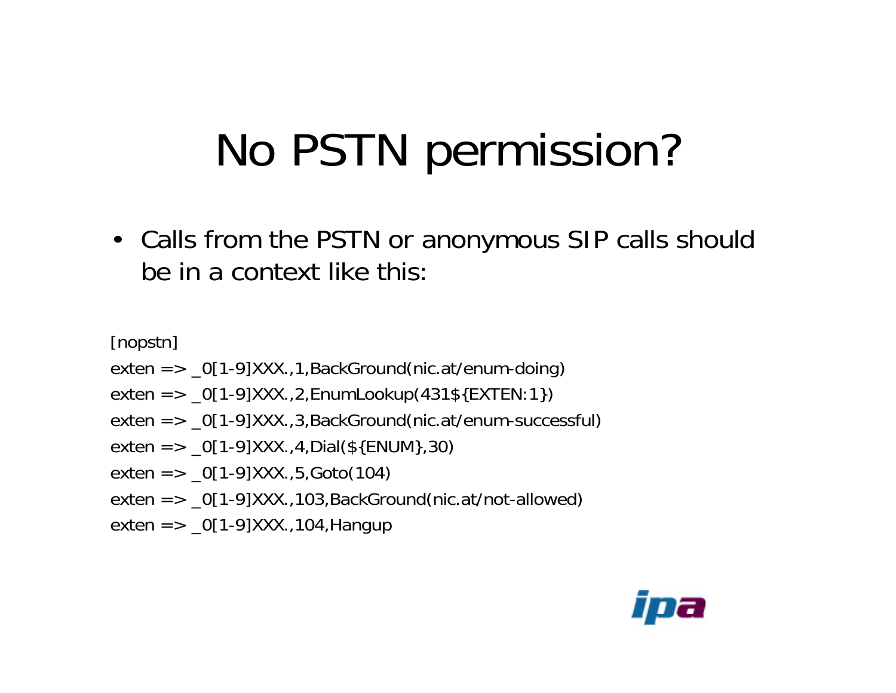# No PSTN permission?

- Calls from the PSTN or anonymous SIP calls should be in a context like this:

```
[nopstn]
exten => _0[1-9]XXX.,1,BackGround(nic.at/enum-doing)
exten => _0[1-9]XXX.,2,EnumLookup(431${EXTEN:1})
exten => _0[1-9]XXX.,3,BackGround(nic.at/enum-successful)
exten => _0[1-9]XXX.,4,Dial(${ENUM},30)
exten => _0[1-9]XXX.,5,Goto(104)
exten => _0[1-9]XXX.,103,BackGround(nic.at/not-allowed)
exten => _0[1-9]XXX.,104,Hangup
```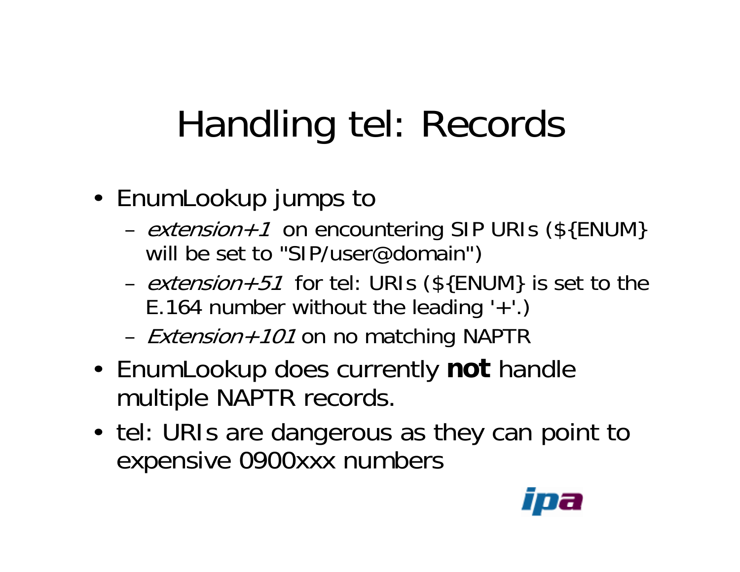# Handling tel: Records

- EnumLookup jumps to
  - *extension+1* on encountering SIP URIs (${ENUM} will be set to "SIP/user@domain")
  - *extension+51* for tel: URIs (${ENUM} is set to the E.164 number without the leading '+'.)
  - *Extension+101* on no matching NAPTR
- EnumLookup does currently **not** handle multiple NAPTR records.
- tel: URIs are dangerous as they can point to expensive 0900xxx numbers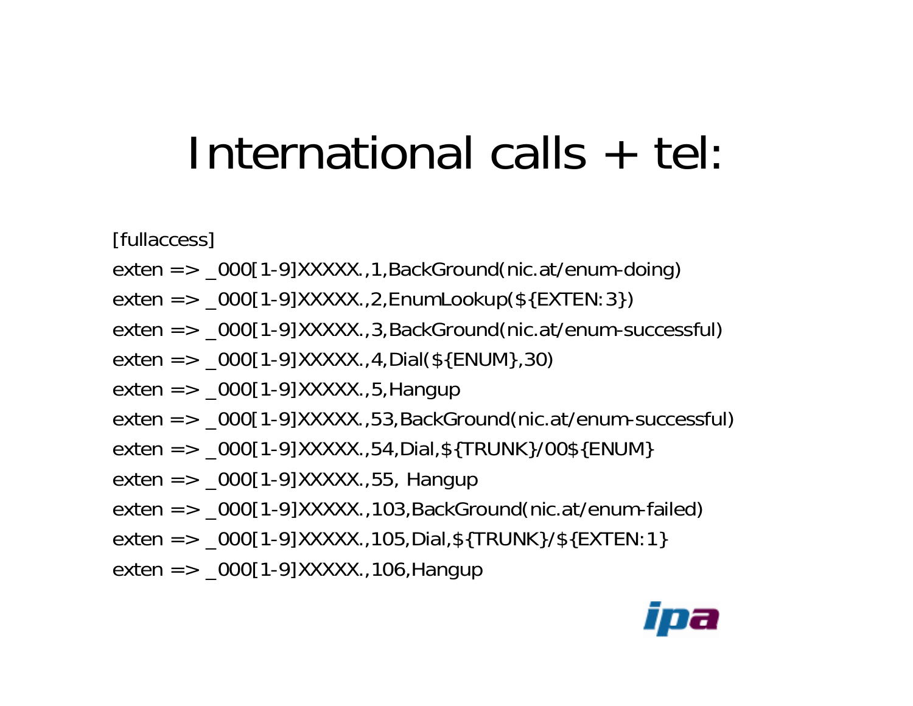# International calls + tel:

```
[fullaccess]
exten => _000[1-9]XXXXX.,1,BackGround(nic.at/enum-doing)
exten => _000[1-9]XXXXX.,2,EnumLookup(${EXTEN:3})
exten => _000[1-9]XXXXX.,3,BackGround(nic.at/enum-successful)
exten => _000[1-9]XXXXX.,4,Dial(${ENUM},30)
exten => _000[1-9]XXXXX.,5,Hangup
exten => _000[1-9]XXXXX.,53,BackGround(nic.at/enum-successful)
exten => _000[1-9]XXXXX.,54,Dial,${TRUNK}/00${ENUM}
exten => _000[1-9]XXXXX.,55, Hangup
exten => _000[1-9]XXXXX.,103,BackGround(nic.at/enum-failed)
exten => _000[1-9]XXXXX.,105,Dial,${TRUNK}/${EXTEN:1}
exten => _000[1-9]XXXXX.,106,Hangup
```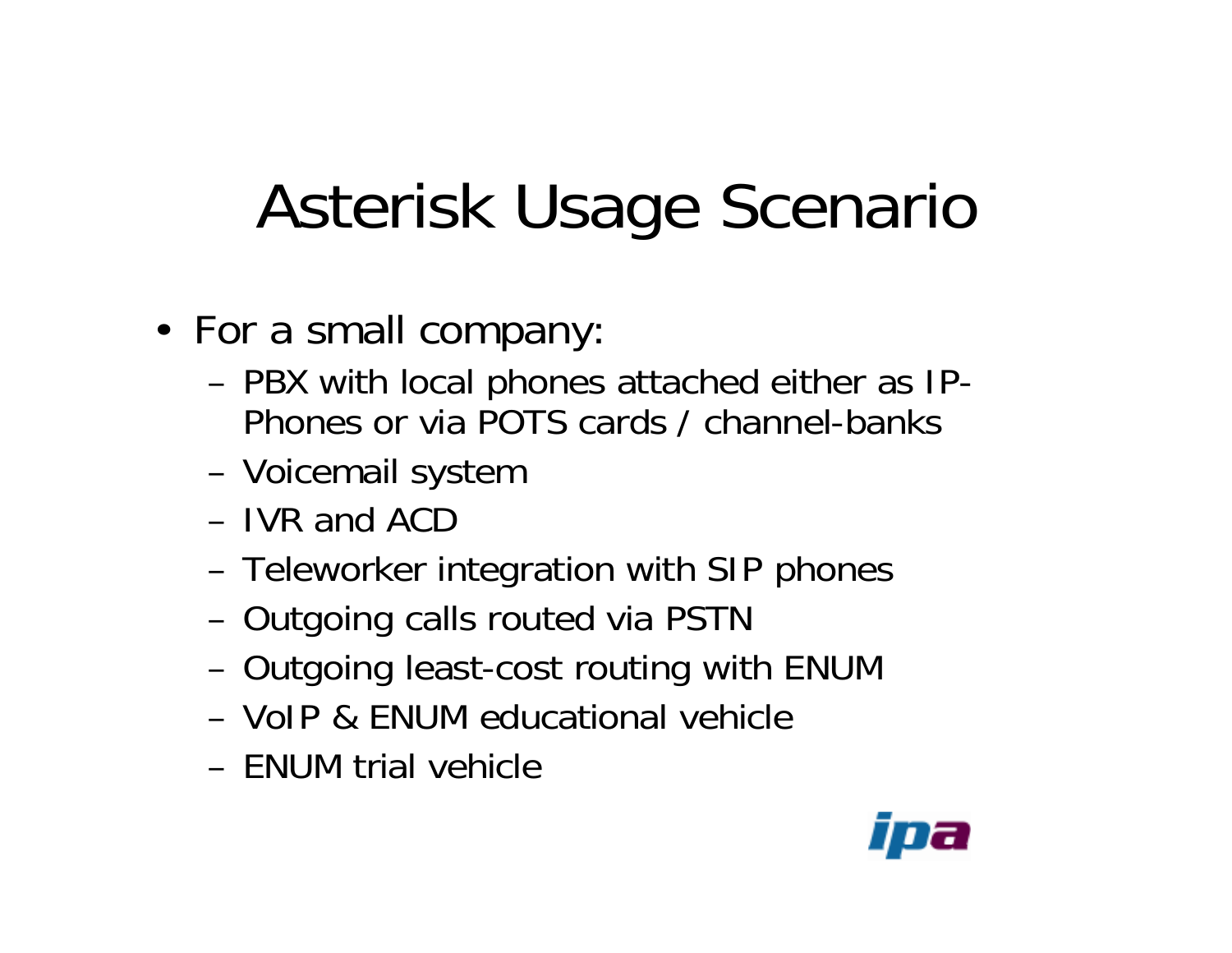# Asterisk Usage Scenario

- For a small company:
  - PBX with local phones attached either as IP-Phones or via POTS cards / channel-banks
  - Voicemail system
  - IVR and ACD
  - Teleworker integration with SIP phones
  - Outgoing calls routed via PSTN
  - Outgoing least-cost routing with ENUM
  - VoIP & ENUM educational vehicle
  - ENUM trial vehicle